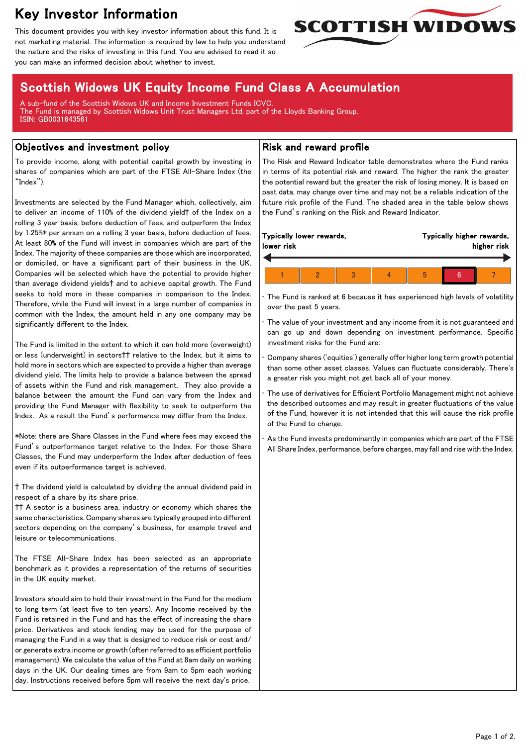# Key Investor Information

This document provides you with key investor information about this fund. It is not marketing material. The information is required by law to help you understand the nature and the risks of investing in this fund. You are advised to read it so you can make an informed decision about whether to invest.

SCOTTISH WIDOWS

## Scottish Widows UK Equity Income Fund Class A Accumulation

A sub-fund of the Scottish Widows UK and Income Investment Funds ICVC.
The Fund is managed by Scottish Widows Unit Trust Managers Ltd, part of the Lloyds Banking Group.
ISIN: GB0031643561

## Objectives and investment policy

To provide income, along with potential capital growth by investing in shares of companies which are part of the FTSE All-Share Index (the "Index").

Investments are selected by the Fund Manager which, collectively, aim to deliver an income of 110% of the dividend yield† of the Index on a rolling 3 year basis, before deduction of fees, and outperform the Index by 1.25%* per annum on a rolling 3 year basis, before deduction of fees. At least 80% of the Fund will invest in companies which are part of the Index. The majority of these companies are those which are incorporated, or domiciled, or have a significant part of their business in the UK. Companies will be selected which have the potential to provide higher than average dividend yields† and to achieve capital growth. The Fund seeks to hold more in these companies in comparison to the Index. Therefore, while the Fund will invest in a large number of companies in common with the Index, the amount held in any one company may be significantly different to the Index.

The Fund is limited in the extent to which it can hold more (overweight) or less (underweight) in sectors†† relative to the Index, but it aims to hold more in sectors which are expected to provide a higher than average dividend yield. The limits help to provide a balance between the spread of assets within the Fund and risk management. They also provide a balance between the amount the Fund can vary from the Index and providing the Fund Manager with flexibility to seek to outperform the Index. As a result the Fund's performance may differ from the Index.

*Note: there are Share Classes in the Fund where fees may exceed the Fund's outperformance target relative to the Index. For those Share Classes, the Fund may underperform the Index after deduction of fees even if its outperformance target is achieved.

† The dividend yield is calculated by dividing the annual dividend paid in respect of a share by its share price.
†† A sector is a business area, industry or economy which shares the same characteristics. Company shares are typically grouped into different sectors depending on the company's business, for example travel and leisure or telecommunications.

The FTSE All-Share Index has been selected as an appropriate benchmark as it provides a representation of the returns of securities in the UK equity market.

Investors should aim to hold their investment in the Fund for the medium to long term (at least five to ten years). Any Income received by the Fund is retained in the Fund and has the effect of increasing the share price. Derivatives and stock lending may be used for the purpose of managing the Fund in a way that is designed to reduce risk or cost and/or generate extra income or growth (often referred to as efficient portfolio management). We calculate the value of the Fund at 8am daily on working days in the UK. Our dealing times are from 9am to 5pm each working day. Instructions received before 5pm will receive the next day's price.

## Risk and reward profile

The Risk and Reward Indicator table demonstrates where the Fund ranks in terms of its potential risk and reward. The higher the rank the greater the potential reward but the greater the risk of losing money. It is based on past data, may change over time and may not be a reliable indication of the future risk profile of the Fund. The shaded area in the table below shows the Fund's ranking on the Risk and Reward Indicator.

**Typically lower rewards, lower risk** ← → **Typically higher rewards, higher risk**

| 1 | 2 | 3 | 4 | 5 | **6** | 7 |
|---|---|---|---|---|---|---|

- The Fund is ranked at 6 because it has experienced high levels of volatility over the past 5 years.
- The value of your investment and any income from it is not guaranteed and can go up and down depending on investment performance. Specific investment risks for the Fund are:
- Company shares ('equities') generally offer higher long term growth potential than some other asset classes. Values can fluctuate considerably. There's a greater risk you might not get back all of your money.
- The use of derivatives for Efficient Portfolio Management might not achieve the described outcomes and may result in greater fluctuations of the value of the Fund, however it is not intended that this will cause the risk profile of the Fund to change.
- As the Fund invests predominantly in companies which are part of the FTSE All Share Index, performance, before charges, may fall and rise with the Index.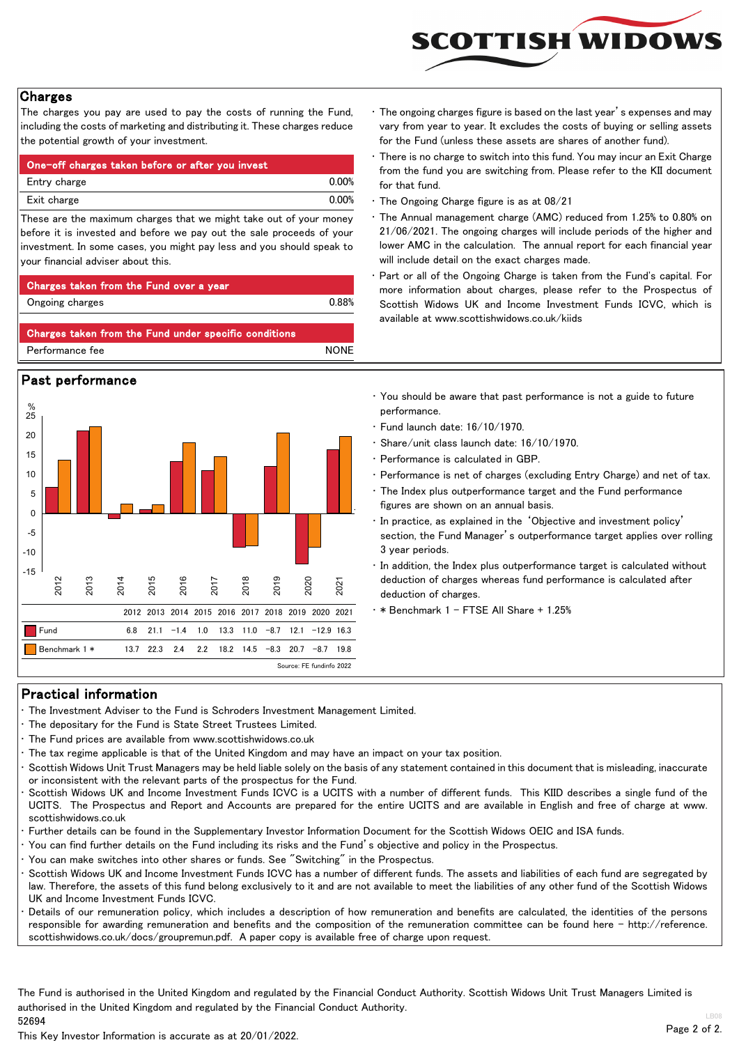## Charges

The charges you pay are used to pay the costs of running the Fund, including the costs of marketing and distributing it. These charges reduce the potential growth of your investment.

| One-off charges taken before or after you invest | |
|---|---|
| Entry charge | 0.00% |
| Exit charge | 0.00% |

These are the maximum charges that we might take out of your money before it is invested and before we pay out the sale proceeds of your investment. In some cases, you might pay less and you should speak to your financial adviser about this.

| Charges taken from the Fund over a year | |
|---|---|
| Ongoing charges | 0.88% |

| Charges taken from the Fund under specific conditions | |
|---|---|
| Performance fee | NONE |

- The ongoing charges figure is based on the last year's expenses and may vary from year to year. It excludes the costs of buying or selling assets for the Fund (unless these assets are shares of another fund).
- There is no charge to switch into this fund. You may incur an Exit Charge from the fund you are switching from. Please refer to the KII document for that fund.
- The Ongoing Charge figure is as at 08/21
- The Annual management charge (AMC) reduced from 1.25% to 0.80% on 21/06/2021. The ongoing charges will include periods of the higher and lower AMC in the calculation. The annual report for each financial year will include detail on the exact charges made.
- Part or all of the Ongoing Charge is taken from the Fund's capital. For more information about charges, please refer to the Prospectus of Scottish Widows UK and Income Investment Funds ICVC, which is available at www.scottishwidows.co.uk/kiids

## Past performance

%
25
20
15
10
5
0
-5
-10
-15
2012 2013 2014 2015 2016 2017 2018 2019 2020 2021

| | 2012 | 2013 | 2014 | 2015 | 2016 | 2017 | 2018 | 2019 | 2020 | 2021 |
|---|---|---|---|---|---|---|---|---|---|---|
| Fund | 6.8 | 21.1 | −1.4 | 1.0 | 13.3 | 11.0 | −8.7 | 12.1 | −12.9 | 16.3 |
| Benchmark 1 * | 13.7 | 22.3 | 2.4 | 2.2 | 18.2 | 14.5 | −8.3 | 20.7 | −8.7 | 19.8 |

Source: FE fundinfo 2022

- You should be aware that past performance is not a guide to future performance.
- Fund launch date: 16/10/1970.
- Share/unit class launch date: 16/10/1970.
- Performance is calculated in GBP.
- Performance is net of charges (excluding Entry Charge) and net of tax.
- The Index plus outperformance target and the Fund performance figures are shown on an annual basis.
- In practice, as explained in the 'Objective and investment policy' section, the Fund Manager's outperformance target applies over rolling 3 year periods.
- In addition, the Index plus outperformance target is calculated without deduction of charges whereas fund performance is calculated after deduction of charges.
- * Benchmark 1 - FTSE All Share + 1.25%

## Practical information

- The Investment Adviser to the Fund is Schroders Investment Management Limited.
- The depositary for the Fund is State Street Trustees Limited.
- The Fund prices are available from www.scottishwidows.co.uk
- The tax regime applicable is that of the United Kingdom and may have an impact on your tax position.
- Scottish Widows Unit Trust Managers may be held liable solely on the basis of any statement contained in this document that is misleading, inaccurate or inconsistent with the relevant parts of the prospectus for the Fund.
- Scottish Widows UK and Income Investment Funds ICVC is a UCITS with a number of different funds. This KIID describes a single fund of the UCITS. The Prospectus and Report and Accounts are prepared for the entire UCITS and are available in English and free of charge at www.scottishwidows.co.uk
- Further details can be found in the Supplementary Investor Information Document for the Scottish Widows OEIC and ISA funds.
- You can find further details on the Fund including its risks and the Fund's objective and policy in the Prospectus.
- You can make switches into other shares or funds. See "Switching" in the Prospectus.
- Scottish Widows UK and Income Investment Funds ICVC has a number of different funds. The assets and liabilities of each fund are segregated by law. Therefore, the assets of this fund belong exclusively to it and are not available to meet the liabilities of any other fund of the Scottish Widows UK and Income Investment Funds ICVC.
- Details of our remuneration policy, which includes a description of how remuneration and benefits are calculated, the identities of the persons responsible for awarding remuneration and benefits and the composition of the remuneration committee can be found here - http://reference.scottishwidows.co.uk/docs/groupremun.pdf. A paper copy is available free of charge upon request.

The Fund is authorised in the United Kingdom and regulated by the Financial Conduct Authority. Scottish Widows Unit Trust Managers Limited is authorised in the United Kingdom and regulated by the Financial Conduct Authority.
52694
This Key Investor Information is accurate as at 20/01/2022.